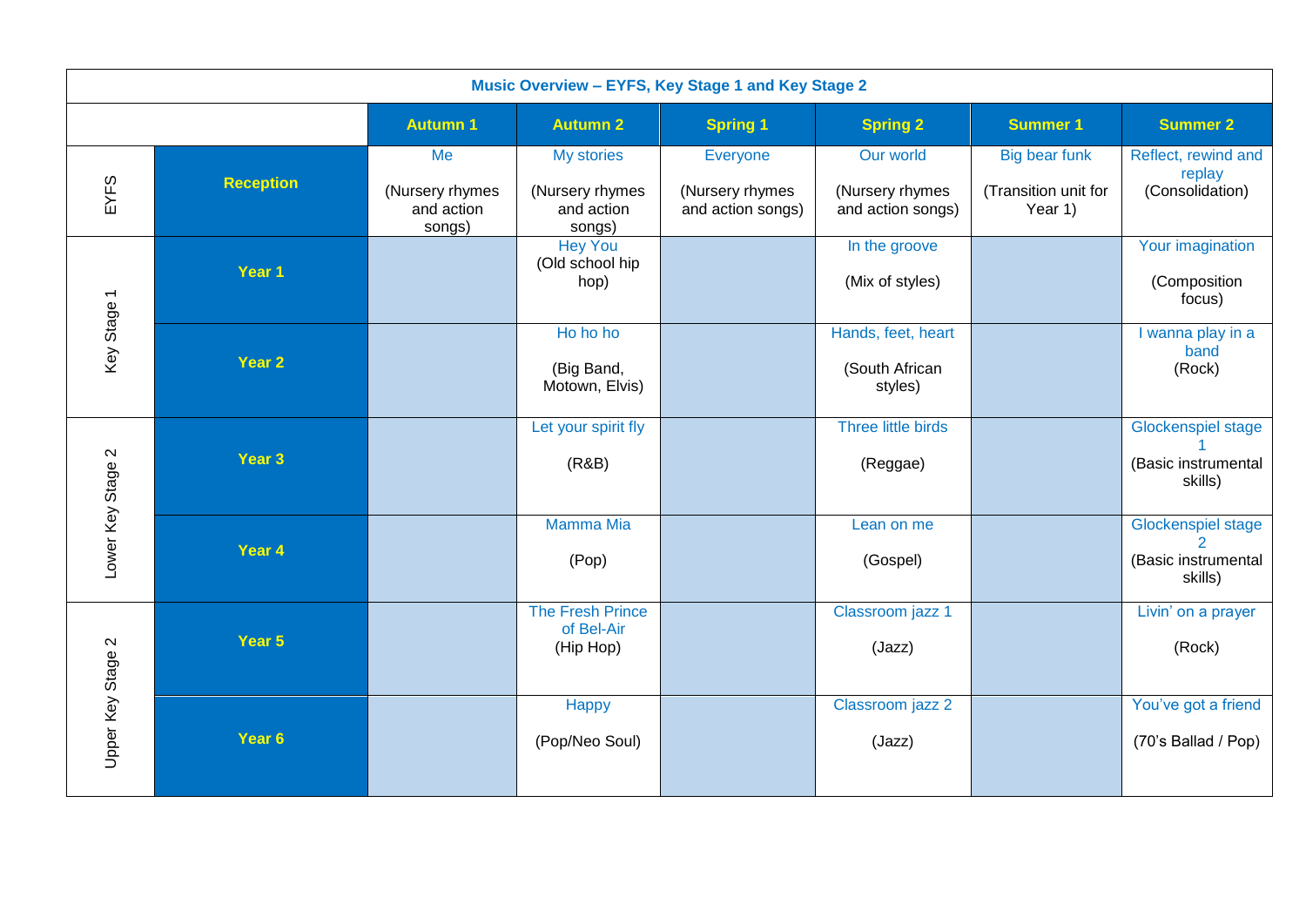# Music Overview – EYFS, Key Stage 1 and Key Stage 2

| | | Autumn 1 | Autumn 2 | Spring 1 | Spring 2 | Summer 1 | Summer 2 |
|---|---|---|---|---|---|---|---|
| EYFS | Reception | Me (Nursery rhymes and action songs) | My stories (Nursery rhymes and action songs) | Everyone (Nursery rhymes and action songs) | Our world (Nursery rhymes and action songs) | Big bear funk (Transition unit for Year 1) | Reflect, rewind and replay (Consolidation) |
| Key Stage 1 | Year 1 | | Hey You (Old school hip hop) | | In the groove (Mix of styles) | | Your imagination (Composition focus) |
| Key Stage 1 | Year 2 | | Ho ho ho (Big Band, Motown, Elvis) | | Hands, feet, heart (South African styles) | | I wanna play in a band (Rock) |
| Lower Key Stage 2 | Year 3 | | Let your spirit fly (R&B) | | Three little birds (Reggae) | | Glockenspiel stage 1 (Basic instrumental skills) |
| Lower Key Stage 2 | Year 4 | | Mamma Mia (Pop) | | Lean on me (Gospel) | | Glockenspiel stage 2 (Basic instrumental skills) |
| Upper Key Stage 2 | Year 5 | | The Fresh Prince of Bel-Air (Hip Hop) | | Classroom jazz 1 (Jazz) | | Livin' on a prayer (Rock) |
| Upper Key Stage 2 | Year 6 | | Happy (Pop/Neo Soul) | | Classroom jazz 2 (Jazz) | | You've got a friend (70's Ballad / Pop) |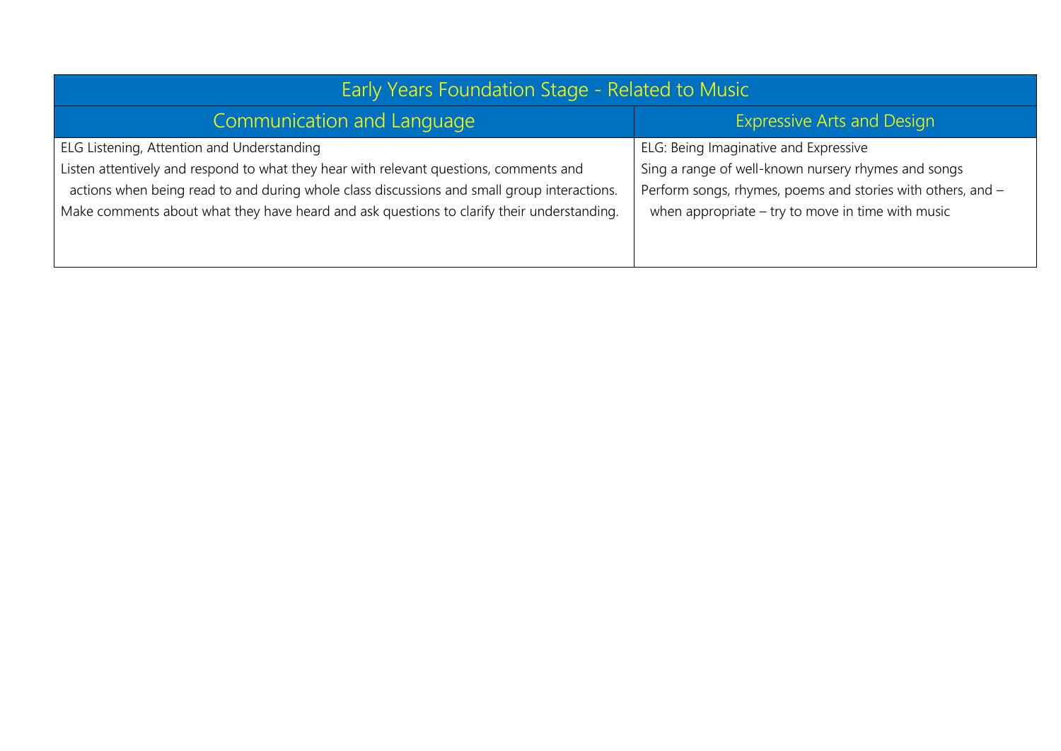| Early Years Foundation Stage - Related to Music | |
| --- | --- |
| **Communication and Language** | **Expressive Arts and Design** |
| ELG Listening, Attention and Understanding<br>Listen attentively and respond to what they hear with relevant questions, comments and actions when being read to and during whole class discussions and small group interactions.<br>Make comments about what they have heard and ask questions to clarify their understanding. | ELG: Being Imaginative and Expressive<br>Sing a range of well-known nursery rhymes and songs<br>Perform songs, rhymes, poems and stories with others, and – when appropriate – try to move in time with music |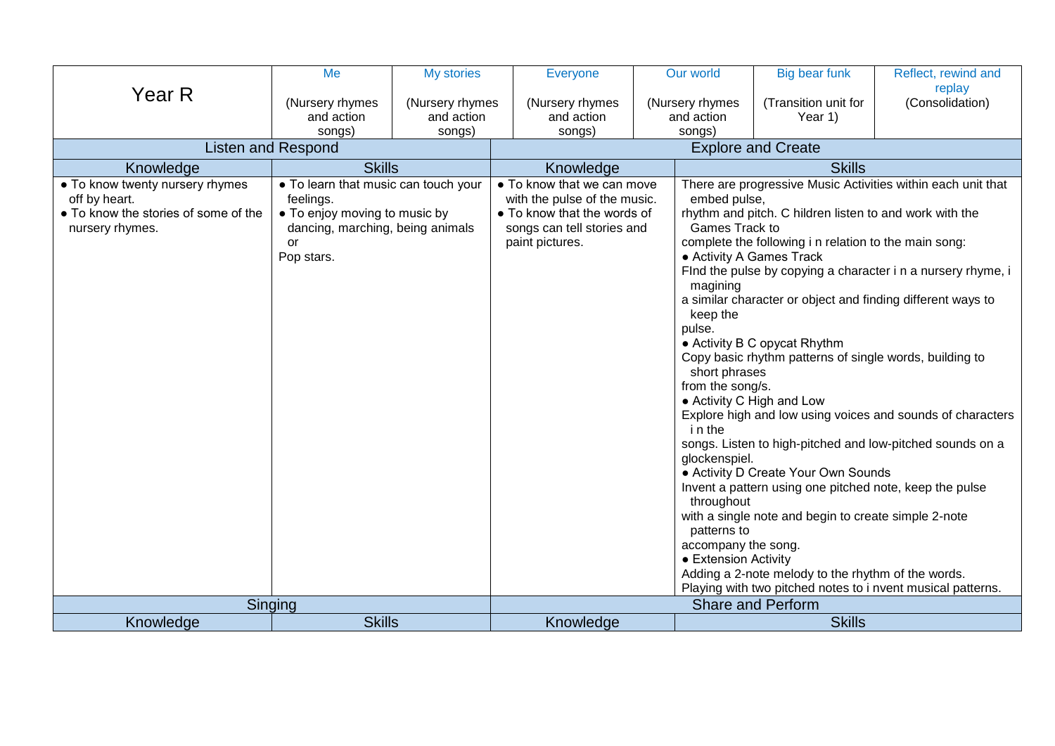| Year R | Me (Nursery rhymes and action songs) | My stories (Nursery rhymes and action songs) | Everyone (Nursery rhymes and action songs) | Our world (Nursery rhymes and action songs) | Big bear funk (Transition unit for Year 1) | Reflect, rewind and replay (Consolidation) |
|---|---|---|---|---|---|---|

| Listen and Respond | | Explore and Create | |
|---|---|---|---|
| **Knowledge** | **Skills** | **Knowledge** | **Skills** |
| • To know twenty nursery rhymes off by heart.<br>• To know the stories of some of the nursery rhymes. | • To learn that music can touch your feelings.<br>• To enjoy moving to music by dancing, marching, being animals or Pop stars. | • To know that we can move with the pulse of the music.<br>• To know that the words of songs can tell stories and paint pictures. | There are progressive Music Activities within each unit that embed pulse, rhythm and pitch. C hildren listen to and work with the Games Track to complete the following i n relation to the main song:<br>• Activity A Games Track<br>FInd the pulse by copying a character i n a nursery rhyme, i magining a similar character or object and finding different ways to keep the pulse.<br>• Activity B C opycat Rhythm<br>Copy basic rhythm patterns of single words, building to short phrases from the song/s.<br>• Activity C High and Low<br>Explore high and low using voices and sounds of characters i n the songs. Listen to high-pitched and low-pitched sounds on a glockenspiel.<br>• Activity D Create Your Own Sounds<br>Invent a pattern using one pitched note, keep the pulse throughout with a single note and begin to create simple 2-note patterns to accompany the song.<br>• Extension Activity<br>Adding a 2-note melody to the rhythm of the words.<br>Playing with two pitched notes to i nvent musical patterns. |
| **Singing** | | **Share and Perform** | |
| **Knowledge** | **Skills** | **Knowledge** | **Skills** |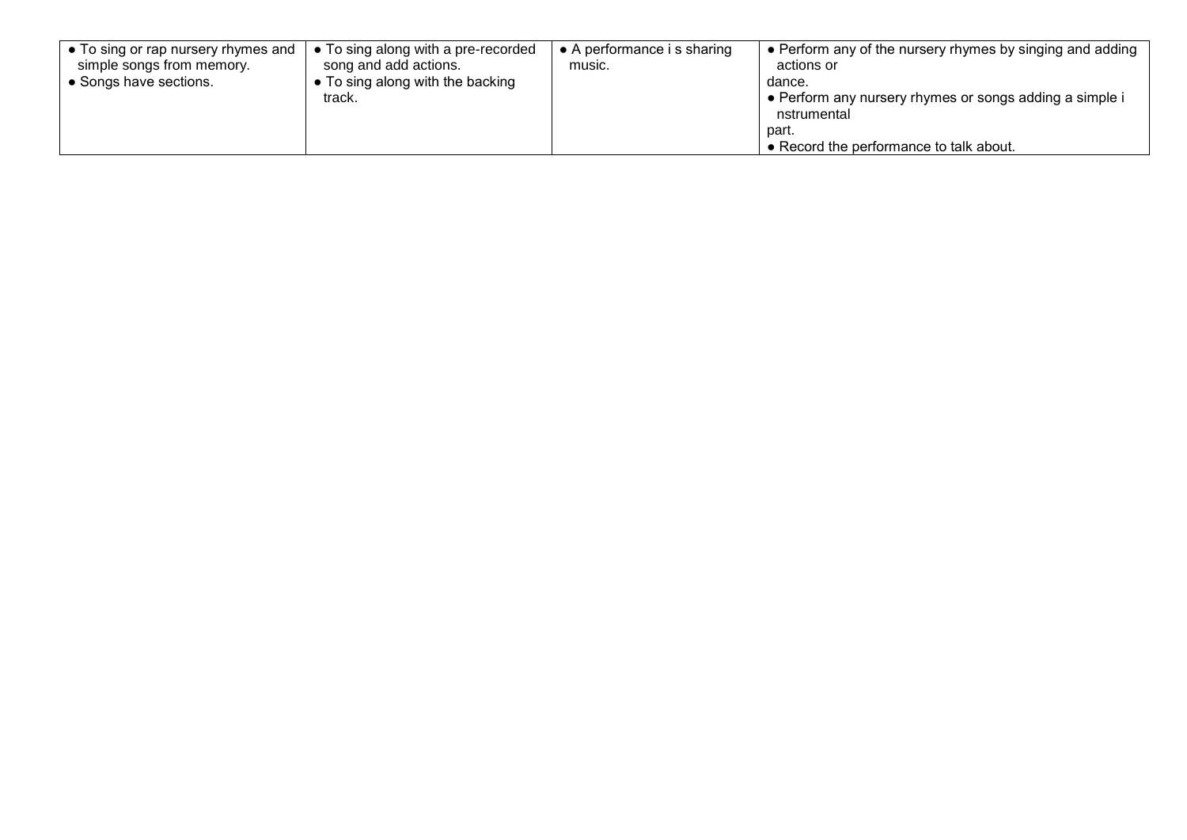| | | | |
|---|---|---|---|
| • To sing or rap nursery rhymes and simple songs from memory.<br>• Songs have sections. | • To sing along with a pre-recorded song and add actions.<br>• To sing along with the backing track. | • A performance i s sharing music. | • Perform any of the nursery rhymes by singing and adding actions or dance.<br>• Perform any nursery rhymes or songs adding a simple i nstrumental part.<br>• Record the performance to talk about. |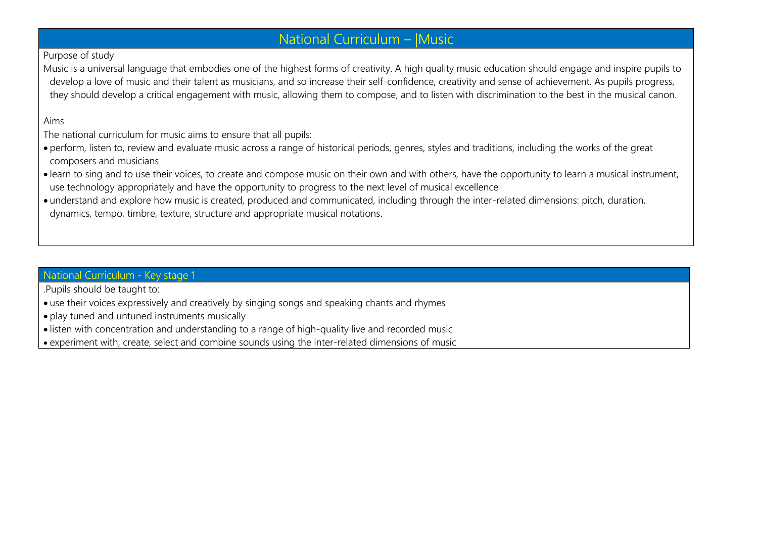# National Curriculum – |Music

Purpose of study

Music is a universal language that embodies one of the highest forms of creativity. A high quality music education should engage and inspire pupils to develop a love of music and their talent as musicians, and so increase their self-confidence, creativity and sense of achievement. As pupils progress, they should develop a critical engagement with music, allowing them to compose, and to listen with discrimination to the best in the musical canon.

Aims

The national curriculum for music aims to ensure that all pupils:

- perform, listen to, review and evaluate music across a range of historical periods, genres, styles and traditions, including the works of the great composers and musicians
- learn to sing and to use their voices, to create and compose music on their own and with others, have the opportunity to learn a musical instrument, use technology appropriately and have the opportunity to progress to the next level of musical excellence
- understand and explore how music is created, produced and communicated, including through the inter-related dimensions: pitch, duration, dynamics, tempo, timbre, texture, structure and appropriate musical notations.

## National Curriculum - Key stage 1

.Pupils should be taught to:

- use their voices expressively and creatively by singing songs and speaking chants and rhymes
- play tuned and untuned instruments musically
- listen with concentration and understanding to a range of high-quality live and recorded music
- experiment with, create, select and combine sounds using the inter-related dimensions of music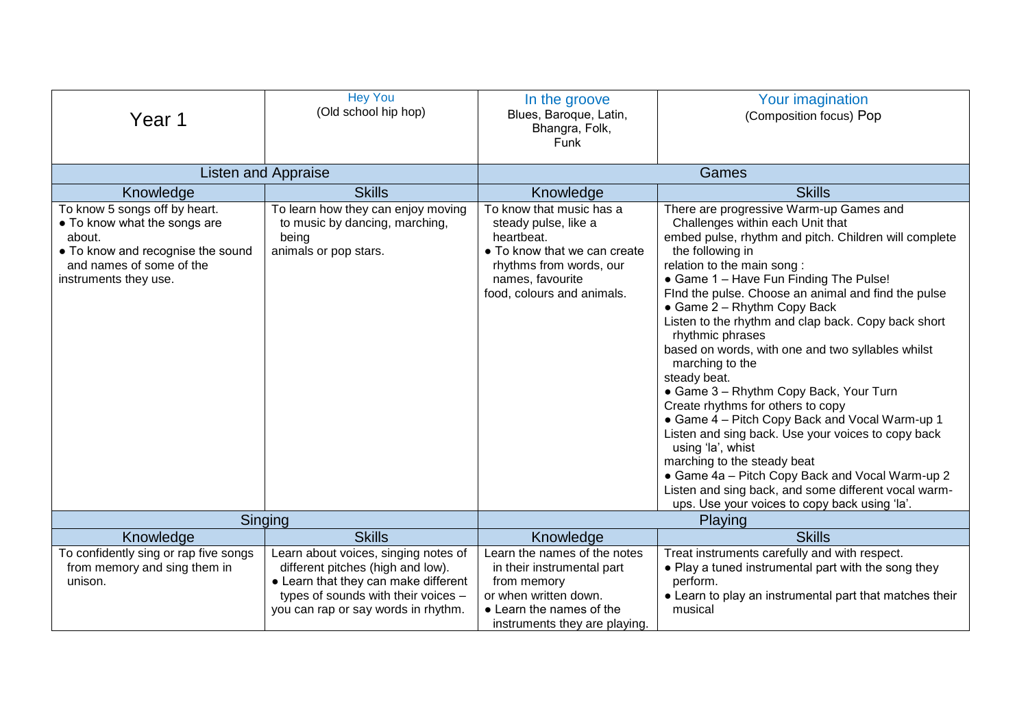| Year 1 | Hey You<br>(Old school hip hop) | In the groove<br>Blues, Baroque, Latin, Bhangra, Folk, Funk | Your imagination<br>(Composition focus) Pop |
|---|---|---|---|
| Listen and Appraise | | Games | |
| Knowledge | Skills | Knowledge | Skills |
| To know 5 songs off by heart.<br>• To know what the songs are about.<br>• To know and recognise the sound and names of some of the instruments they use. | To learn how they can enjoy moving to music by dancing, marching, being animals or pop stars. | To know that music has a steady pulse, like a heartbeat.<br>• To know that we can create rhythms from words, our names, favourite food, colours and animals. | There are progressive Warm-up Games and Challenges within each Unit that embed pulse, rhythm and pitch. Children will complete the following in relation to the main song :<br>• Game 1 – Have Fun Finding The Pulse!<br>FInd the pulse. Choose an animal and find the pulse<br>• Game 2 – Rhythm Copy Back<br>Listen to the rhythm and clap back. Copy back short rhythmic phrases based on words, with one and two syllables whilst marching to the steady beat.<br>• Game 3 – Rhythm Copy Back, Your Turn<br>Create rhythms for others to copy<br>• Game 4 – Pitch Copy Back and Vocal Warm-up 1<br>Listen and sing back. Use your voices to copy back using 'la', whist marching to the steady beat<br>• Game 4a – Pitch Copy Back and Vocal Warm-up 2<br>Listen and sing back, and some different vocal warm-ups. Use your voices to copy back using 'la'. |
| Singing | | Playing | |
| Knowledge | Skills | Knowledge | Skills |
| To confidently sing or rap five songs from memory and sing them in unison. | Learn about voices, singing notes of different pitches (high and low).<br>• Learn that they can make different types of sounds with their voices – you can rap or say words in rhythm. | Learn the names of the notes in their instrumental part from memory or when written down.<br>• Learn the names of the instruments they are playing. | Treat instruments carefully and with respect.<br>• Play a tuned instrumental part with the song they perform.<br>• Learn to play an instrumental part that matches their musical |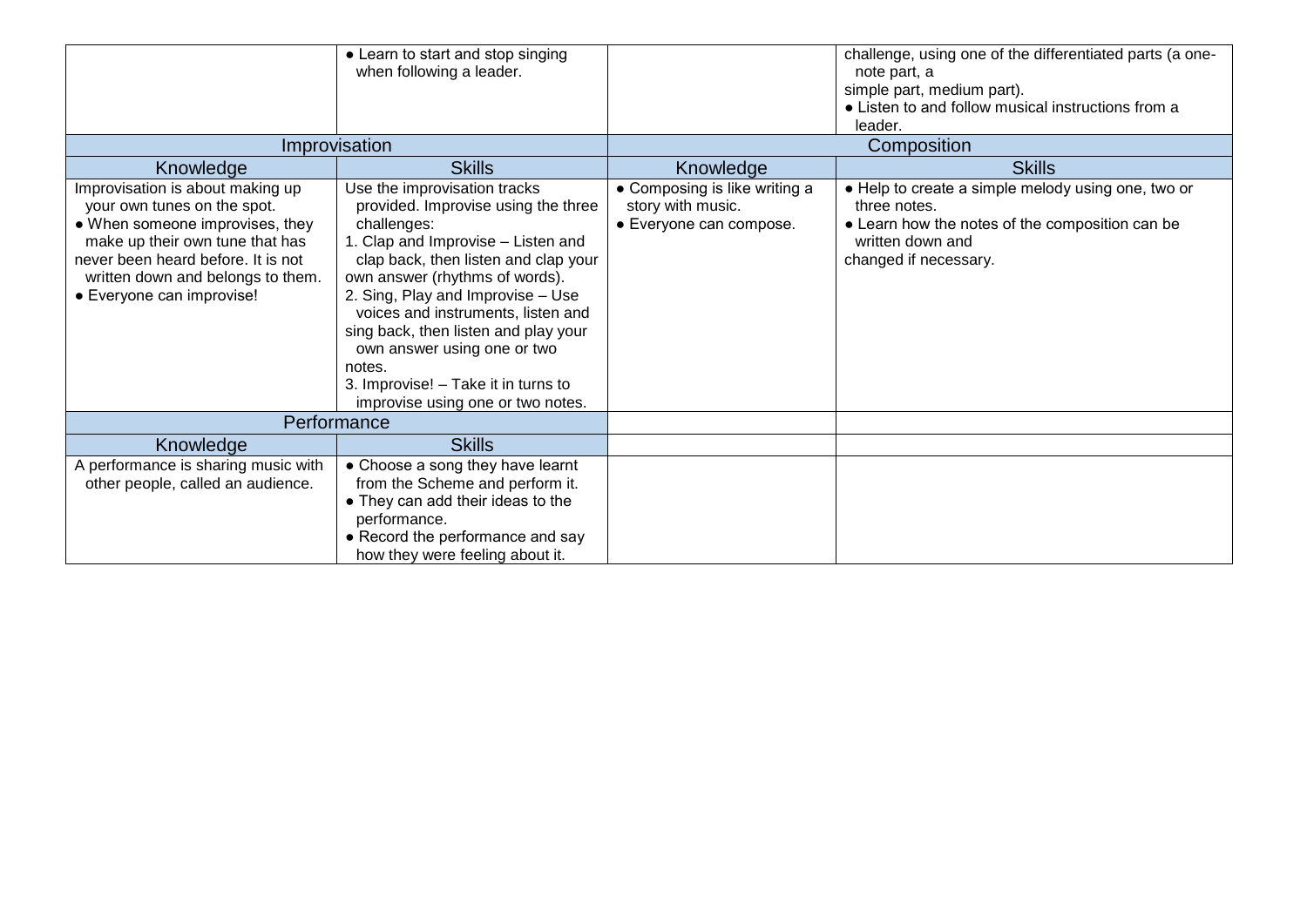| | | | |
|---|---|---|---|
| | • Learn to start and stop singing when following a leader. | | challenge, using one of the differentiated parts (a one-note part, a simple part, medium part).<br>• Listen to and follow musical instructions from a leader. |
| Improvisation | | Composition | |
| Knowledge | Skills | Knowledge | Skills |
| Improvisation is about making up your own tunes on the spot.<br>• When someone improvises, they make up their own tune that has never been heard before. It is not written down and belongs to them.<br>• Everyone can improvise! | Use the improvisation tracks provided. Improvise using the three challenges:<br>1. Clap and Improvise – Listen and clap back, then listen and clap your own answer (rhythms of words).<br>2. Sing, Play and Improvise – Use voices and instruments, listen and sing back, then listen and play your own answer using one or two notes.<br>3. Improvise! – Take it in turns to improvise using one or two notes. | • Composing is like writing a story with music.<br>• Everyone can compose. | • Help to create a simple melody using one, two or three notes.<br>• Learn how the notes of the composition can be written down and changed if necessary. |
| Performance | | | |
| Knowledge | Skills | | |
| A performance is sharing music with other people, called an audience. | • Choose a song they have learnt from the Scheme and perform it.<br>• They can add their ideas to the performance.<br>• Record the performance and say how they were feeling about it. | | |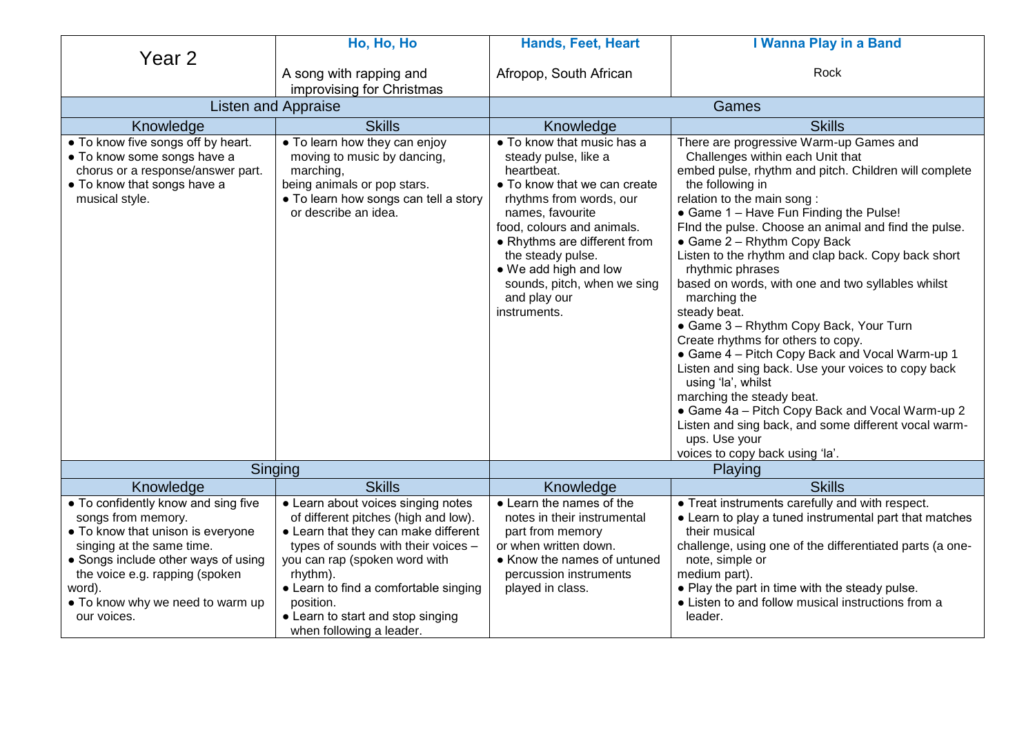| Year 2 | **Ho, Ho, Ho**<br><br>A song with rapping and improvising for Christmas | **Hands, Feet, Heart**<br><br>Afropop, South African | **I Wanna Play in a Band**<br><br>Rock |
|---|---|---|---|
| Listen and Appraise | | Games | |
| Knowledge | Skills | Knowledge | Skills |
| • To know five songs off by heart.<br>• To know some songs have a chorus or a response/answer part.<br>• To know that songs have a musical style. | • To learn how they can enjoy moving to music by dancing, marching,<br>being animals or pop stars.<br>• To learn how songs can tell a story or describe an idea. | • To know that music has a steady pulse, like a heartbeat.<br>• To know that we can create rhythms from words, our names, favourite<br>food, colours and animals.<br>• Rhythms are different from the steady pulse.<br>• We add high and low sounds, pitch, when we sing and play our<br>instruments. | There are progressive Warm-up Games and Challenges within each Unit that<br>embed pulse, rhythm and pitch. Children will complete the following in<br>relation to the main song :<br>• Game 1 – Have Fun Finding the Pulse!<br>FInd the pulse. Choose an animal and find the pulse.<br>• Game 2 – Rhythm Copy Back<br>Listen to the rhythm and clap back. Copy back short rhythmic phrases<br>based on words, with one and two syllables whilst marching the<br>steady beat.<br>• Game 3 – Rhythm Copy Back, Your Turn<br>Create rhythms for others to copy.<br>• Game 4 – Pitch Copy Back and Vocal Warm-up 1<br>Listen and sing back. Use your voices to copy back using 'la', whilst<br>marching the steady beat.<br>• Game 4a – Pitch Copy Back and Vocal Warm-up 2<br>Listen and sing back, and some different vocal warm-ups. Use your<br>voices to copy back using 'la'. |
| Singing | | Playing | |
| Knowledge | Skills | Knowledge | Skills |
| • To confidently know and sing five songs from memory.<br>• To know that unison is everyone singing at the same time.<br>• Songs include other ways of using the voice e.g. rapping (spoken<br>word).<br>• To know why we need to warm up our voices. | • Learn about voices singing notes of different pitches (high and low).<br>• Learn that they can make different types of sounds with their voices –<br>you can rap (spoken word with rhythm).<br>• Learn to find a comfortable singing position.<br>• Learn to start and stop singing when following a leader. | • Learn the names of the notes in their instrumental part from memory<br>or when written down.<br>• Know the names of untuned percussion instruments played in class. | • Treat instruments carefully and with respect.<br>• Learn to play a tuned instrumental part that matches their musical<br>challenge, using one of the differentiated parts (a one-note, simple or<br>medium part).<br>• Play the part in time with the steady pulse.<br>• Listen to and follow musical instructions from a leader. |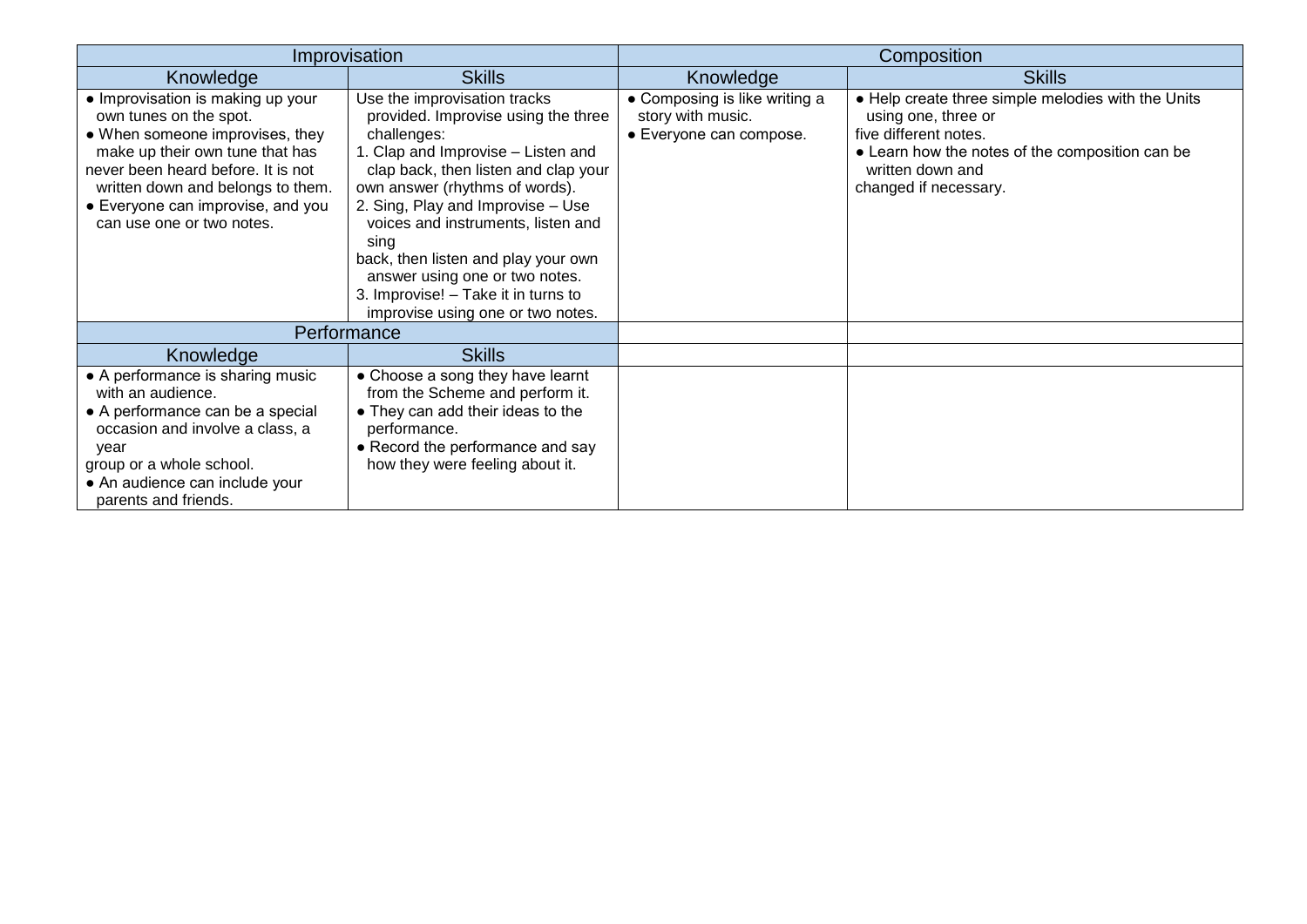| Improvisation | | Composition | |
|---|---|---|---|
| Knowledge | Skills | Knowledge | Skills |
| • Improvisation is making up your own tunes on the spot.<br>• When someone improvises, they make up their own tune that has never been heard before. It is not written down and belongs to them.<br>• Everyone can improvise, and you can use one or two notes. | Use the improvisation tracks provided. Improvise using the three challenges:<br>1. Clap and Improvise – Listen and clap back, then listen and clap your own answer (rhythms of words).<br>2. Sing, Play and Improvise – Use voices and instruments, listen and sing back, then listen and play your own answer using one or two notes.<br>3. Improvise! – Take it in turns to improvise using one or two notes. | • Composing is like writing a story with music.<br>• Everyone can compose. | • Help create three simple melodies with the Units using one, three or five different notes.<br>• Learn how the notes of the composition can be written down and changed if necessary. |
| Performance | | | |
| Knowledge | Skills | | |
| • A performance is sharing music with an audience.<br>• A performance can be a special occasion and involve a class, a year group or a whole school.<br>• An audience can include your parents and friends. | • Choose a song they have learnt from the Scheme and perform it.<br>• They can add their ideas to the performance.<br>• Record the performance and say how they were feeling about it. | | |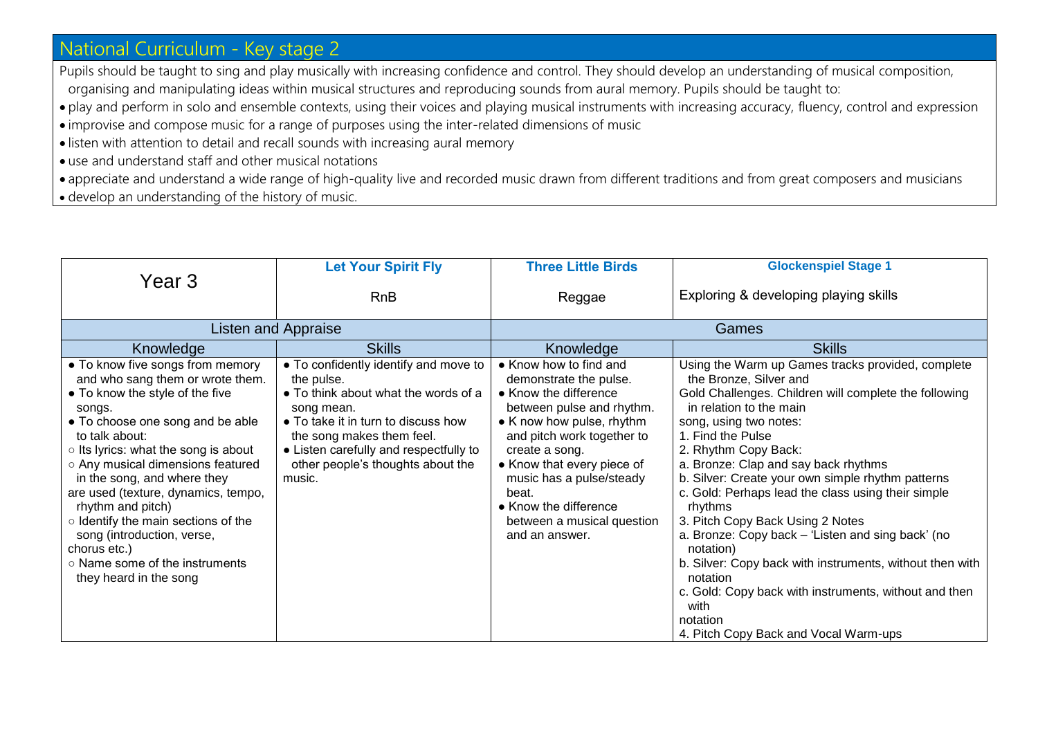## National Curriculum - Key stage 2

Pupils should be taught to sing and play musically with increasing confidence and control. They should develop an understanding of musical composition, organising and manipulating ideas within musical structures and reproducing sounds from aural memory. Pupils should be taught to:

- play and perform in solo and ensemble contexts, using their voices and playing musical instruments with increasing accuracy, fluency, control and expression
- improvise and compose music for a range of purposes using the inter-related dimensions of music
- listen with attention to detail and recall sounds with increasing aural memory
- use and understand staff and other musical notations
- appreciate and understand a wide range of high-quality live and recorded music drawn from different traditions and from great composers and musicians
- develop an understanding of the history of music.

| Year 3 | **Let Your Spirit Fly**<br><br>RnB | **Three Little Birds**<br><br>Reggae | **Glockenspiel Stage 1**<br><br>Exploring & developing playing skills |
|---|---|---|---|
| Listen and Appraise | | Games | |
| Knowledge | Skills | Knowledge | Skills |
| • To know five songs from memory and who sang them or wrote them.<br>• To know the style of the five songs.<br>• To choose one song and be able to talk about:<br>○ Its lyrics: what the song is about<br>○ Any musical dimensions featured in the song, and where they are used (texture, dynamics, tempo, rhythm and pitch)<br>○ Identify the main sections of the song (introduction, verse, chorus etc.)<br>○ Name some of the instruments they heard in the song | • To confidently identify and move to the pulse.<br>• To think about what the words of a song mean.<br>• To take it in turn to discuss how the song makes them feel.<br>• Listen carefully and respectfully to other people's thoughts about the music. | • Know how to find and demonstrate the pulse.<br>• Know the difference between pulse and rhythm.<br>• K now how pulse, rhythm and pitch work together to create a song.<br>• Know that every piece of music has a pulse/steady beat.<br>• Know the difference between a musical question and an answer. | Using the Warm up Games tracks provided, complete the Bronze, Silver and Gold Challenges. Children will complete the following in relation to the main song, using two notes:<br>1. Find the Pulse<br>2. Rhythm Copy Back:<br>a. Bronze: Clap and say back rhythms<br>b. Silver: Create your own simple rhythm patterns<br>c. Gold: Perhaps lead the class using their simple rhythms<br>3. Pitch Copy Back Using 2 Notes<br>a. Bronze: Copy back – 'Listen and sing back' (no notation)<br>b. Silver: Copy back with instruments, without then with notation<br>c. Gold: Copy back with instruments, without and then with notation<br>4. Pitch Copy Back and Vocal Warm-ups |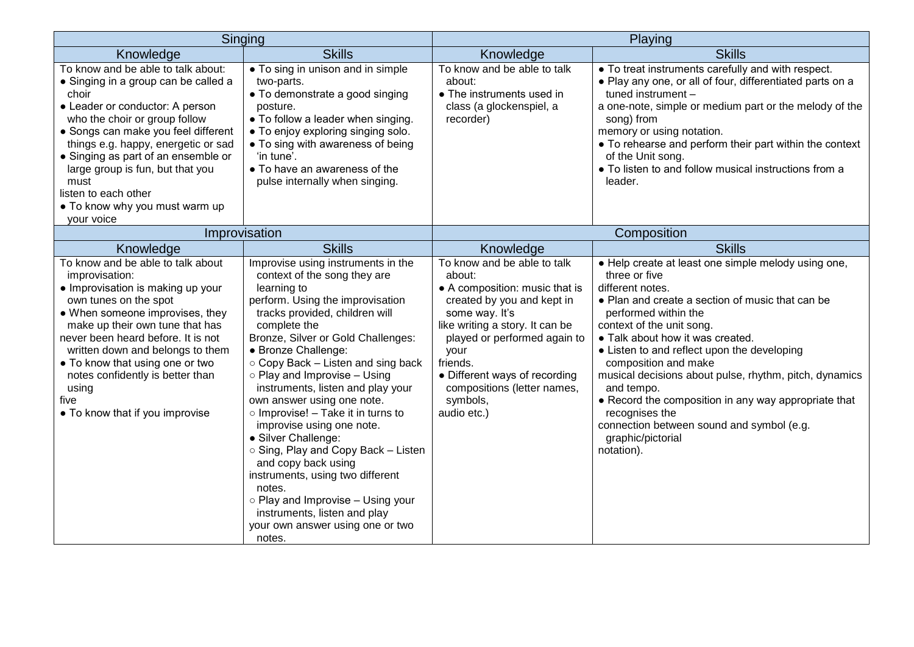| Singing | | Playing | |
|---|---|---|---|
| Knowledge | Skills | Knowledge | Skills |
| To know and be able to talk about:<br>● Singing in a group can be called a choir<br>● Leader or conductor: A person who the choir or group follow<br>● Songs can make you feel different things e.g. happy, energetic or sad<br>● Singing as part of an ensemble or large group is fun, but that you must listen to each other<br>● To know why you must warm up your voice | ● To sing in unison and in simple two-parts.<br>● To demonstrate a good singing posture.<br>● To follow a leader when singing.<br>● To enjoy exploring singing solo.<br>● To sing with awareness of being 'in tune'.<br>● To have an awareness of the pulse internally when singing. | To know and be able to talk about:<br>● The instruments used in class (a glockenspiel, a recorder) | ● To treat instruments carefully and with respect.<br>● Play any one, or all of four, differentiated parts on a tuned instrument – a one-note, simple or medium part or the melody of the song) from memory or using notation.<br>● To rehearse and perform their part within the context of the Unit song.<br>● To listen to and follow musical instructions from a leader. |
| **Improvisation** | | **Composition** | |
| Knowledge | Skills | Knowledge | Skills |
| To know and be able to talk about improvisation:<br>● Improvisation is making up your own tunes on the spot<br>● When someone improvises, they make up their own tune that has never been heard before. It is not written down and belongs to them<br>● To know that using one or two notes confidently is better than using five<br>● To know that if you improvise | Improvise using instruments in the context of the song they are learning to perform. Using the improvisation tracks provided, children will complete the Bronze, Silver or Gold Challenges:<br>● Bronze Challenge:<br>○ Copy Back – Listen and sing back<br>○ Play and Improvise – Using instruments, listen and play your own answer using one note.<br>○ Improvise! – Take it in turns to improvise using one note.<br>● Silver Challenge:<br>○ Sing, Play and Copy Back – Listen and copy back using instruments, using two different notes.<br>○ Play and Improvise – Using your instruments, listen and play your own answer using one or two notes. | To know and be able to talk about:<br>● A composition: music that is created by you and kept in some way. It's like writing a story. It can be played or performed again to your friends.<br>● Different ways of recording compositions (letter names, symbols, audio etc.) | ● Help create at least one simple melody using one, three or five different notes.<br>● Plan and create a section of music that can be performed within the context of the unit song.<br>● Talk about how it was created.<br>● Listen to and reflect upon the developing composition and make musical decisions about pulse, rhythm, pitch, dynamics and tempo.<br>● Record the composition in any way appropriate that recognises the connection between sound and symbol (e.g. graphic/pictorial notation). |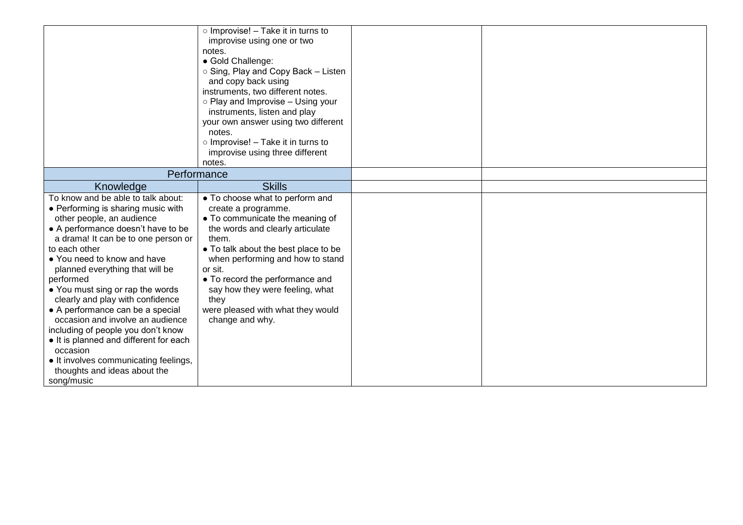| | | | |
|---|---|---|---|
| | ○ Improvise! – Take it in turns to improvise using one or two notes.<br>● Gold Challenge:<br>○ Sing, Play and Copy Back – Listen and copy back using instruments, two different notes.<br>○ Play and Improvise – Using your instruments, listen and play your own answer using two different notes.<br>○ Improvise! – Take it in turns to improvise using three different notes. | | |
| Performance | | | |
| Knowledge | Skills | | |
| To know and be able to talk about:<br>● Performing is sharing music with other people, an audience<br>● A performance doesn't have to be a drama! It can be to one person or to each other<br>● You need to know and have planned everything that will be performed<br>● You must sing or rap the words clearly and play with confidence<br>● A performance can be a special occasion and involve an audience including of people you don't know<br>● It is planned and different for each occasion<br>● It involves communicating feelings, thoughts and ideas about the song/music | ● To choose what to perform and create a programme.<br>● To communicate the meaning of the words and clearly articulate them.<br>● To talk about the best place to be when performing and how to stand or sit.<br>● To record the performance and say how they were feeling, what they were pleased with what they would change and why. | | |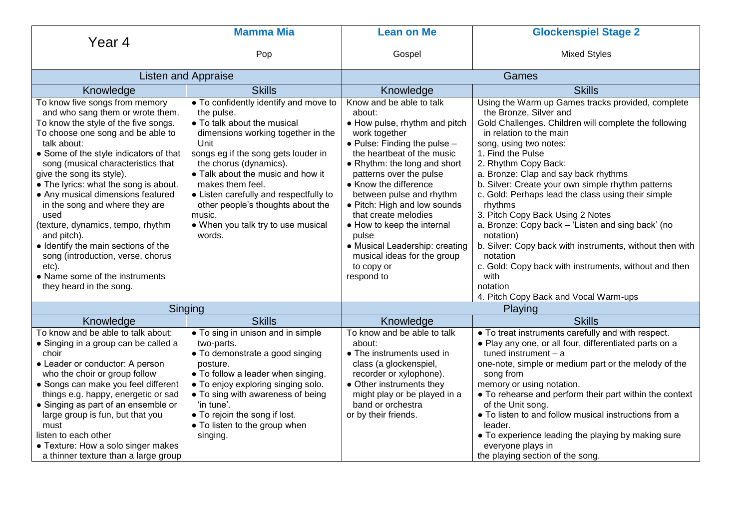| Year 4 | **Mamma Mia**<br><br>Pop | **Lean on Me**<br><br>Gospel | **Glockenspiel Stage 2**<br><br>Mixed Styles |
| --- | --- | --- | --- |
| Listen and Appraise | | Games | |
| Knowledge | Skills | Knowledge | Skills |
| To know five songs from memory and who sang them or wrote them.<br>To know the style of the five songs.<br>To choose one song and be able to talk about:<br>• Some of the style indicators of that song (musical characteristics that give the song its style).<br>• The lyrics: what the song is about.<br>• Any musical dimensions featured in the song and where they are used (texture, dynamics, tempo, rhythm and pitch).<br>• Identify the main sections of the song (introduction, verse, chorus etc).<br>• Name some of the instruments they heard in the song. | • To confidently identify and move to the pulse.<br>• To talk about the musical dimensions working together in the Unit songs eg if the song gets louder in the chorus (dynamics).<br>• Talk about the music and how it makes them feel.<br>• Listen carefully and respectfully to other people's thoughts about the music.<br>• When you talk try to use musical words. | Know and be able to talk about:<br>• How pulse, rhythm and pitch work together<br>• Pulse: Finding the pulse – the heartbeat of the music<br>• Rhythm: the long and short patterns over the pulse<br>• Know the difference between pulse and rhythm<br>• Pitch: High and low sounds that create melodies<br>• How to keep the internal pulse<br>• Musical Leadership: creating musical ideas for the group to copy or respond to | Using the Warm up Games tracks provided, complete the Bronze, Silver and Gold Challenges. Children will complete the following in relation to the main song, using two notes:<br>1. Find the Pulse<br>2. Rhythm Copy Back:<br>a. Bronze: Clap and say back rhythms<br>b. Silver: Create your own simple rhythm patterns<br>c. Gold: Perhaps lead the class using their simple rhythms<br>3. Pitch Copy Back Using 2 Notes<br>a. Bronze: Copy back – 'Listen and sing back' (no notation)<br>b. Silver: Copy back with instruments, without then with notation<br>c. Gold: Copy back with instruments, without and then with notation<br>4. Pitch Copy Back and Vocal Warm-ups |
| Singing | | Playing | |
| Knowledge | Skills | Knowledge | Skills |
| To know and be able to talk about:<br>• Singing in a group can be called a choir<br>• Leader or conductor: A person who the choir or group follow<br>• Songs can make you feel different things e.g. happy, energetic or sad<br>• Singing as part of an ensemble or large group is fun, but that you must listen to each other<br>• Texture: How a solo singer makes a thinner texture than a large group | • To sing in unison and in simple two-parts.<br>• To demonstrate a good singing posture.<br>• To follow a leader when singing.<br>• To enjoy exploring singing solo.<br>• To sing with awareness of being 'in tune'.<br>• To rejoin the song if lost.<br>• To listen to the group when singing. | To know and be able to talk about:<br>• The instruments used in class (a glockenspiel, recorder or xylophone).<br>• Other instruments they might play or be played in a band or orchestra or by their friends. | • To treat instruments carefully and with respect.<br>• Play any one, or all four, differentiated parts on a tuned instrument – a one-note, simple or medium part or the melody of the song from memory or using notation.<br>• To rehearse and perform their part within the context of the Unit song.<br>• To listen to and follow musical instructions from a leader.<br>• To experience leading the playing by making sure everyone plays in the playing section of the song. |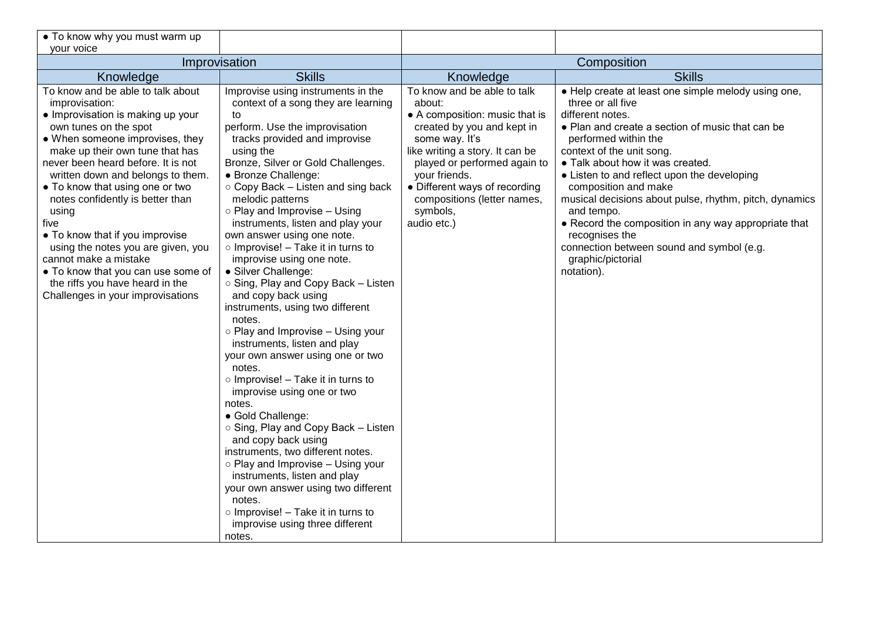| • To know why you must warm up your voice | | | |
|---|---|---|---|
| Improvisation | | Composition | |
| Knowledge | Skills | Knowledge | Skills |
| To know and be able to talk about improvisation:<br>• Improvisation is making up your own tunes on the spot<br>• When someone improvises, they make up their own tune that has never been heard before. It is not written down and belongs to them.<br>• To know that using one or two notes confidently is better than using five<br>• To know that if you improvise using the notes you are given, you cannot make a mistake<br>• To know that you can use some of the riffs you have heard in the Challenges in your improvisations | Improvise using instruments in the context of a song they are learning to perform. Use the improvisation tracks provided and improvise using the Bronze, Silver or Gold Challenges.<br>• Bronze Challenge:<br>○ Copy Back – Listen and sing back melodic patterns<br>○ Play and Improvise – Using instruments, listen and play your own answer using one note.<br>○ Improvise! – Take it in turns to improvise using one note.<br>• Silver Challenge:<br>○ Sing, Play and Copy Back – Listen and copy back using instruments, using two different notes.<br>○ Play and Improvise – Using your instruments, listen and play your own answer using one or two notes.<br>○ Improvise! – Take it in turns to improvise using one or two notes.<br>• Gold Challenge:<br>○ Sing, Play and Copy Back – Listen and copy back using instruments, two different notes.<br>○ Play and Improvise – Using your instruments, listen and play your own answer using two different notes.<br>○ Improvise! – Take it in turns to improvise using three different notes. | To know and be able to talk about:<br>• A composition: music that is created by you and kept in some way. It's like writing a story. It can be played or performed again to your friends.<br>• Different ways of recording compositions (letter names, symbols, audio etc.) | • Help create at least one simple melody using one, three or all five different notes.<br>• Plan and create a section of music that can be performed within the context of the unit song.<br>• Talk about how it was created.<br>• Listen to and reflect upon the developing composition and make musical decisions about pulse, rhythm, pitch, dynamics and tempo.<br>• Record the composition in any way appropriate that recognises the connection between sound and symbol (e.g. graphic/pictorial notation). |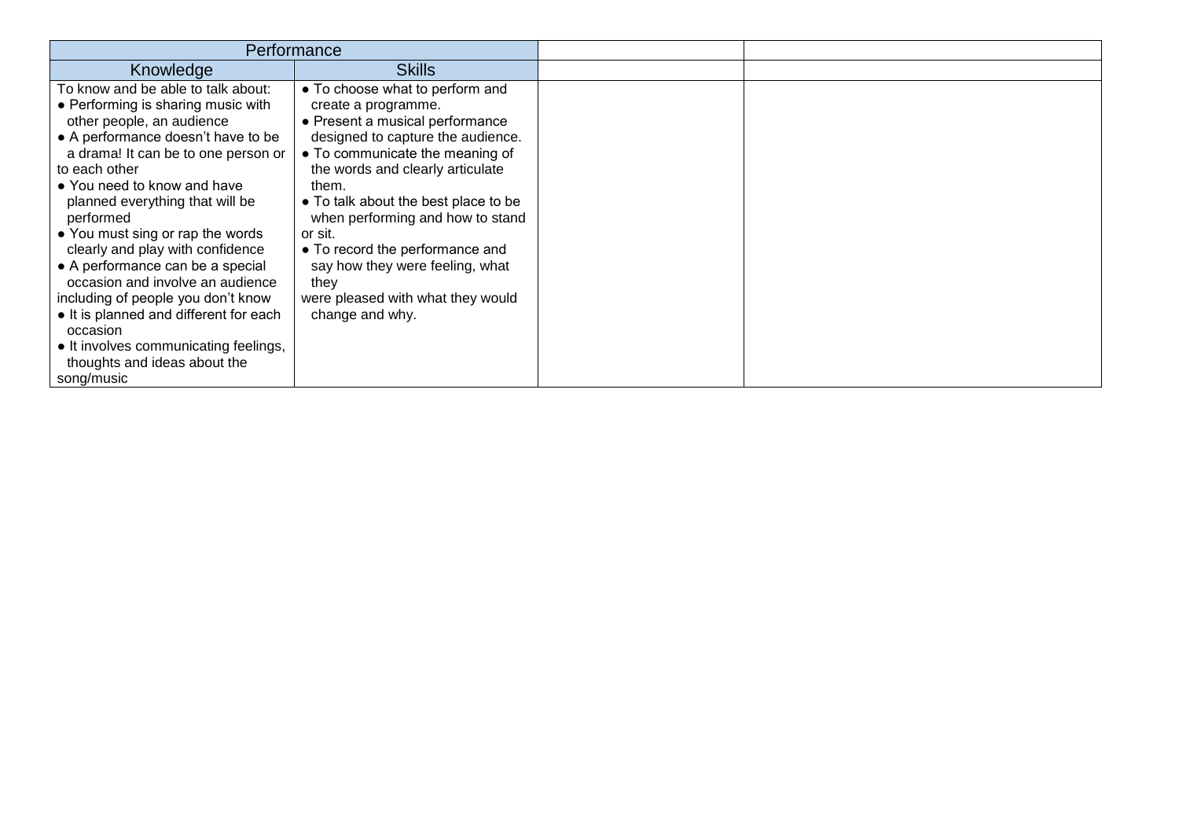| Performance | | | |
|---|---|---|---|
| Knowledge | Skills | | |
| To know and be able to talk about:<br>● Performing is sharing music with other people, an audience<br>● A performance doesn't have to be a drama! It can be to one person or to each other<br>● You need to know and have planned everything that will be performed<br>● You must sing or rap the words clearly and play with confidence<br>● A performance can be a special occasion and involve an audience including of people you don't know<br>● It is planned and different for each occasion<br>● It involves communicating feelings, thoughts and ideas about the song/music | ● To choose what to perform and create a programme.<br>● Present a musical performance designed to capture the audience.<br>● To communicate the meaning of the words and clearly articulate them.<br>● To talk about the best place to be when performing and how to stand or sit.<br>● To record the performance and say how they were feeling, what they were pleased with what they would change and why. | | |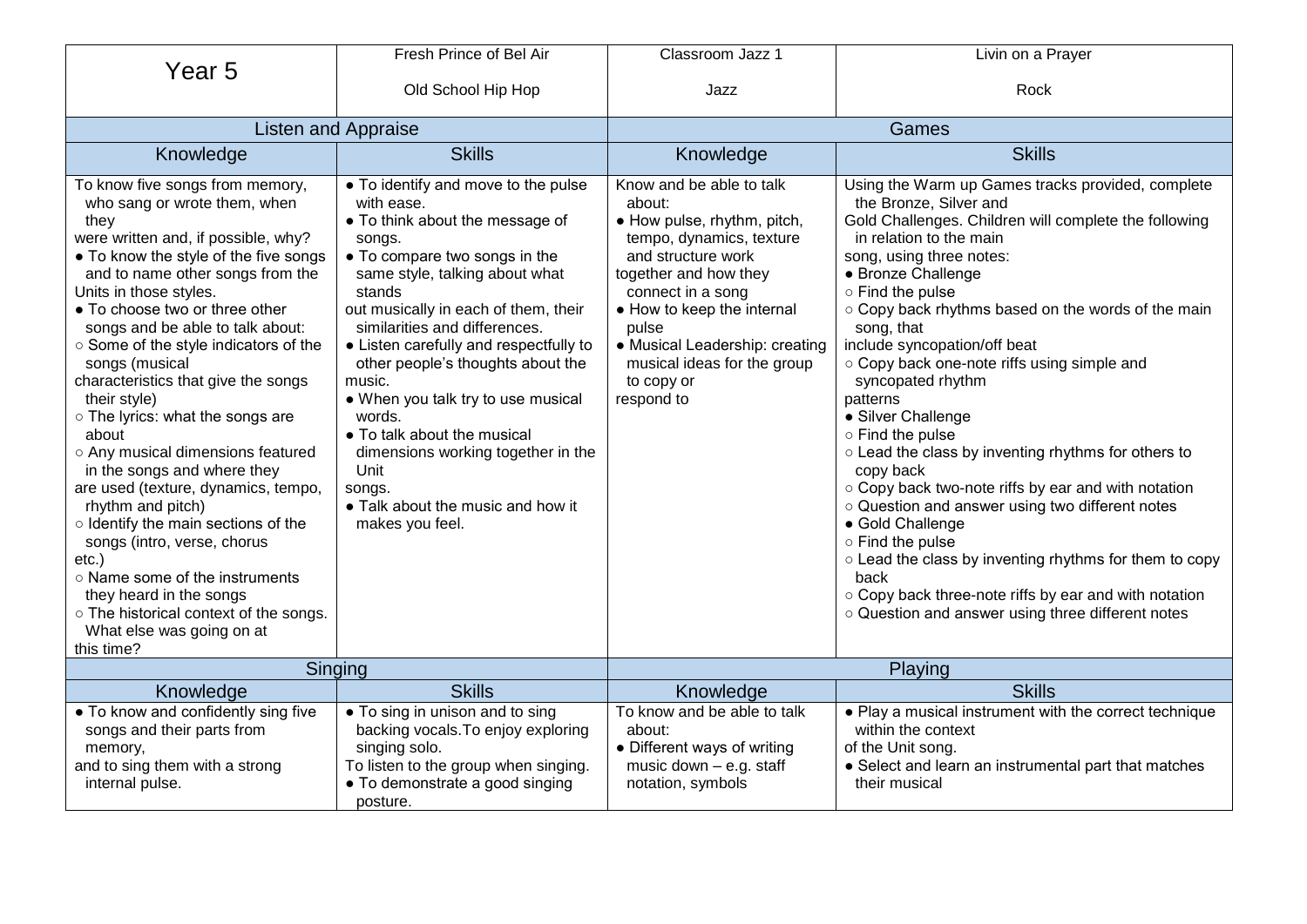| Year 5 | Fresh Prince of Bel Air<br><br>Old School Hip Hop | Classroom Jazz 1<br><br>Jazz | Livin on a Prayer<br><br>Rock |
|---|---|---|---|
| Listen and Appraise | | Games | |
| Knowledge | Skills | Knowledge | Skills |
| To know five songs from memory, who sang or wrote them, when they were written and, if possible, why?<br>● To know the style of the five songs and to name other songs from the Units in those styles.<br>● To choose two or three other songs and be able to talk about:<br>○ Some of the style indicators of the songs (musical characteristics that give the songs their style)<br>○ The lyrics: what the songs are about<br>○ Any musical dimensions featured in the songs and where they are used (texture, dynamics, tempo, rhythm and pitch)<br>○ Identify the main sections of the songs (intro, verse, chorus etc.)<br>○ Name some of the instruments they heard in the songs<br>○ The historical context of the songs. What else was going on at this time? | ● To identify and move to the pulse with ease.<br>● To think about the message of songs.<br>● To compare two songs in the same style, talking about what stands out musically in each of them, their similarities and differences.<br>● Listen carefully and respectfully to other people's thoughts about the music.<br>● When you talk try to use musical words.<br>● To talk about the musical dimensions working together in the Unit songs.<br>● Talk about the music and how it makes you feel. | Know and be able to talk about:<br>● How pulse, rhythm, pitch, tempo, dynamics, texture and structure work together and how they connect in a song<br>● How to keep the internal pulse<br>● Musical Leadership: creating musical ideas for the group to copy or respond to | Using the Warm up Games tracks provided, complete the Bronze, Silver and Gold Challenges. Children will complete the following in relation to the main song, using three notes:<br>● Bronze Challenge<br>○ Find the pulse<br>○ Copy back rhythms based on the words of the main song, that include syncopation/off beat<br>○ Copy back one-note riffs using simple and syncopated rhythm patterns<br>● Silver Challenge<br>○ Find the pulse<br>○ Lead the class by inventing rhythms for others to copy back<br>○ Copy back two-note riffs by ear and with notation<br>○ Question and answer using two different notes<br>● Gold Challenge<br>○ Find the pulse<br>○ Lead the class by inventing rhythms for them to copy back<br>○ Copy back three-note riffs by ear and with notation<br>○ Question and answer using three different notes |
| Singing | | Playing | |
| Knowledge | Skills | Knowledge | Skills |
| ● To know and confidently sing five songs and their parts from memory, and to sing them with a strong internal pulse. | ● To sing in unison and to sing backing vocals.To enjoy exploring singing solo.<br>To listen to the group when singing.<br>● To demonstrate a good singing posture. | To know and be able to talk about:<br>● Different ways of writing music down – e.g. staff notation, symbols | ● Play a musical instrument with the correct technique within the context of the Unit song.<br>● Select and learn an instrumental part that matches their musical |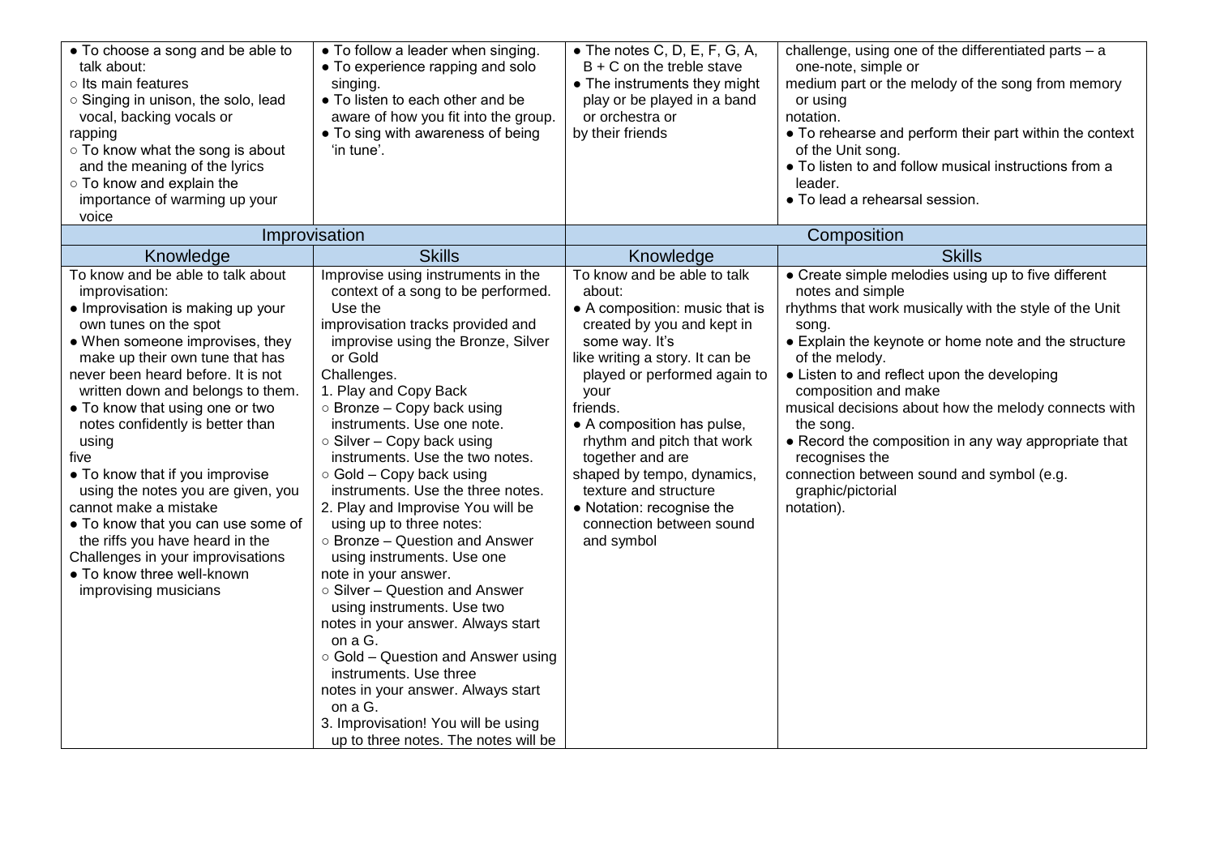| | | | |
|---|---|---|---|
| ● To choose a song and be able to talk about:<br>○ Its main features<br>○ Singing in unison, the solo, lead vocal, backing vocals or rapping<br>○ To know what the song is about and the meaning of the lyrics<br>○ To know and explain the importance of warming up your voice | ● To follow a leader when singing.<br>● To experience rapping and solo singing.<br>● To listen to each other and be aware of how you fit into the group.<br>● To sing with awareness of being 'in tune'. | ● The notes C, D, E, F, G, A, B + C on the treble stave<br>● The instruments they might play or be played in a band or orchestra or by their friends | challenge, using one of the differentiated parts – a one-note, simple or medium part or the melody of the song from memory or using notation.<br>● To rehearse and perform their part within the context of the Unit song.<br>● To listen to and follow musical instructions from a leader.<br>● To lead a rehearsal session. |
| **Improvisation** | | **Composition** | |
| **Knowledge** | **Skills** | **Knowledge** | **Skills** |
| To know and be able to talk about improvisation:<br>● Improvisation is making up your own tunes on the spot<br>● When someone improvises, they make up their own tune that has never been heard before. It is not written down and belongs to them.<br>● To know that using one or two notes confidently is better than using five<br>● To know that if you improvise using the notes you are given, you cannot make a mistake<br>● To know that you can use some of the riffs you have heard in the Challenges in your improvisations<br>● To know three well-known improvising musicians | Improvise using instruments in the context of a song to be performed. Use the improvisation tracks provided and improvise using the Bronze, Silver or Gold Challenges.<br>1. Play and Copy Back<br>○ Bronze – Copy back using instruments. Use one note.<br>○ Silver – Copy back using instruments. Use the two notes.<br>○ Gold – Copy back using instruments. Use the three notes.<br>2. Play and Improvise You will be using up to three notes:<br>○ Bronze – Question and Answer using instruments. Use one note in your answer.<br>○ Silver – Question and Answer using instruments. Use two notes in your answer. Always start on a G.<br>○ Gold – Question and Answer using instruments. Use three notes in your answer. Always start on a G.<br>3. Improvisation! You will be using up to three notes. The notes will be | To know and be able to talk about:<br>● A composition: music that is created by you and kept in some way. It's like writing a story. It can be played or performed again to your friends.<br>● A composition has pulse, rhythm and pitch that work together and are shaped by tempo, dynamics, texture and structure<br>● Notation: recognise the connection between sound and symbol | ● Create simple melodies using up to five different notes and simple rhythms that work musically with the style of the Unit song.<br>● Explain the keynote or home note and the structure of the melody.<br>● Listen to and reflect upon the developing composition and make musical decisions about how the melody connects with the song.<br>● Record the composition in any way appropriate that recognises the connection between sound and symbol (e.g. graphic/pictorial notation). |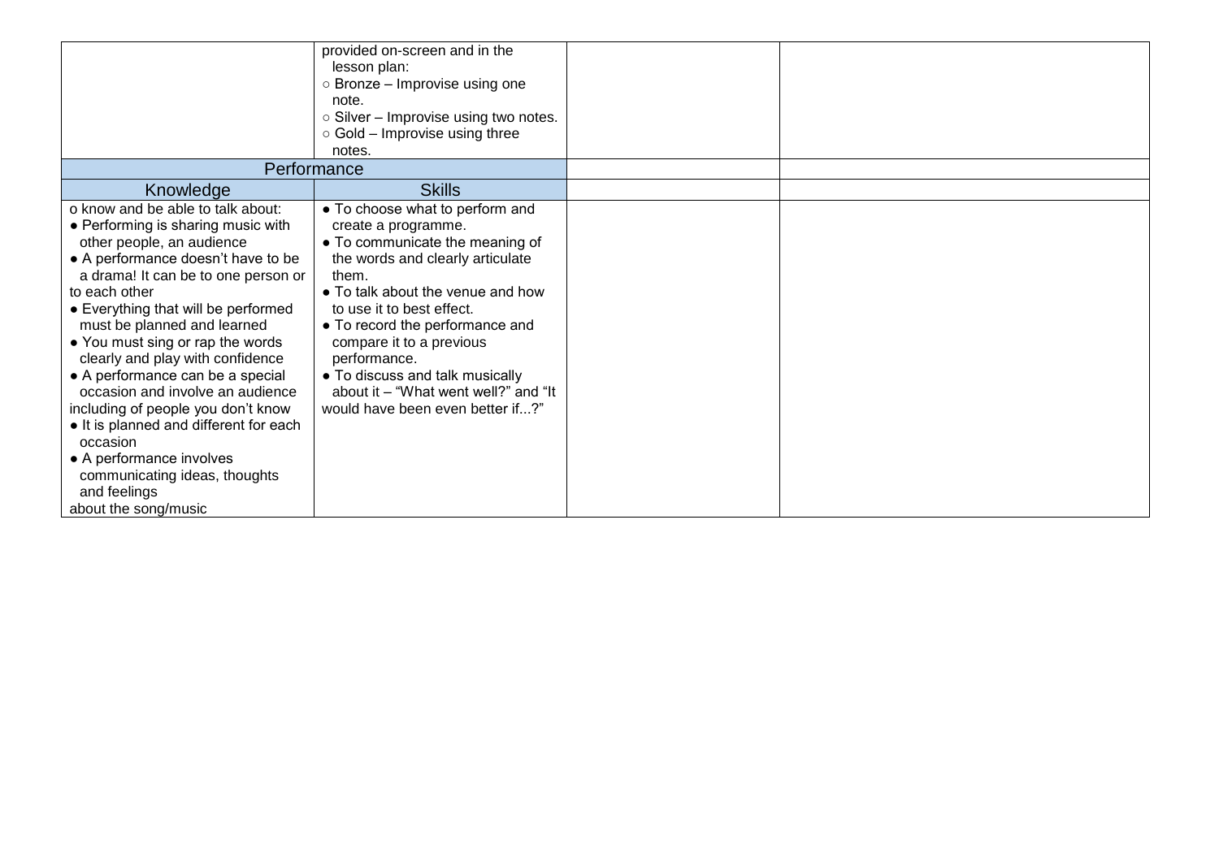| | | | |
|---|---|---|---|
| | provided on-screen and in the lesson plan:<br>○ Bronze – Improvise using one note.<br>○ Silver – Improvise using two notes.<br>○ Gold – Improvise using three notes. | | |
| Performance | | | |
| Knowledge | Skills | | |
| o know and be able to talk about:<br>● Performing is sharing music with other people, an audience<br>● A performance doesn't have to be a drama! It can be to one person or to each other<br>● Everything that will be performed must be planned and learned<br>● You must sing or rap the words clearly and play with confidence<br>● A performance can be a special occasion and involve an audience including of people you don't know<br>● It is planned and different for each occasion<br>● A performance involves communicating ideas, thoughts and feelings about the song/music | ● To choose what to perform and create a programme.<br>● To communicate the meaning of the words and clearly articulate them.<br>● To talk about the venue and how to use it to best effect.<br>● To record the performance and compare it to a previous performance.<br>● To discuss and talk musically about it – "What went well?" and "It would have been even better if...?" | | |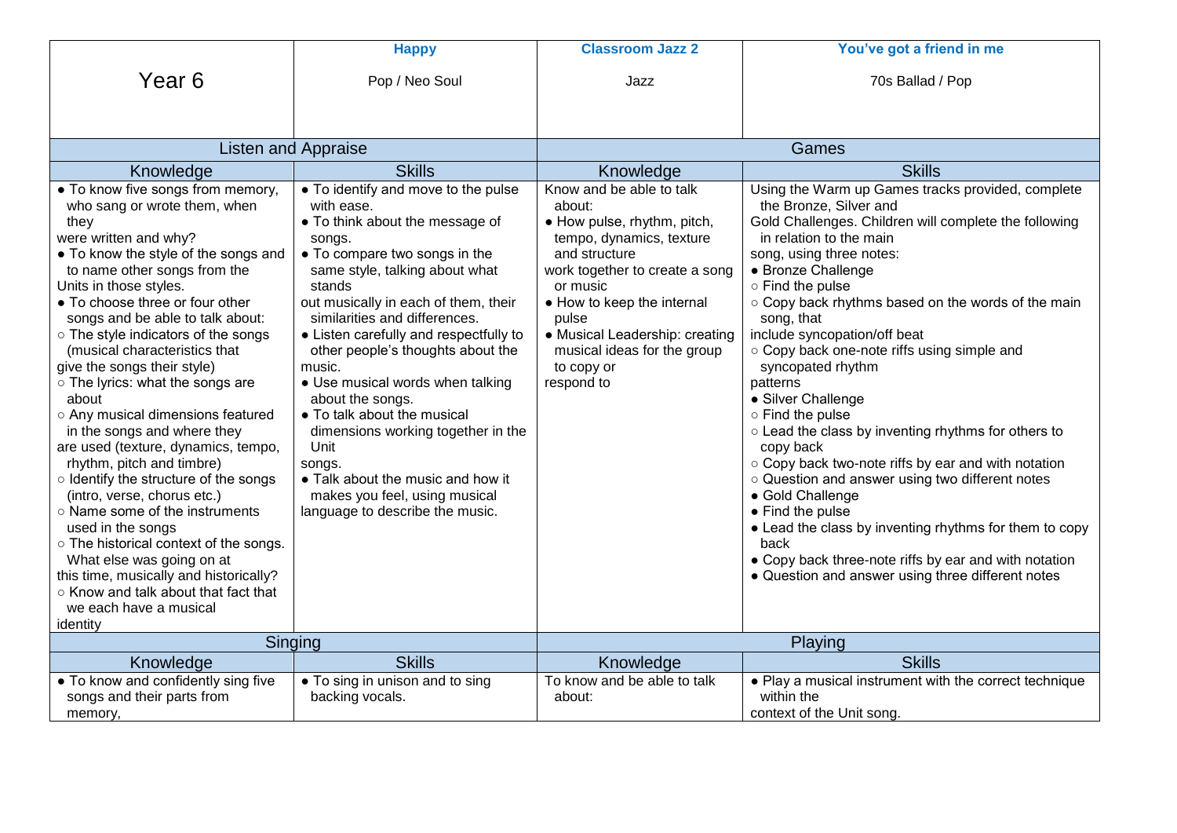| Year 6 | **Happy**<br>Pop / Neo Soul | **Classroom Jazz 2**<br>Jazz | **You've got a friend in me**<br>70s Ballad / Pop |
|---|---|---|---|
| Listen and Appraise | | Games | |
| Knowledge | Skills | Knowledge | Skills |
| ● To know five songs from memory, who sang or wrote them, when they were written and why?<br>● To know the style of the songs and to name other songs from the Units in those styles.<br>● To choose three or four other songs and be able to talk about:<br>○ The style indicators of the songs (musical characteristics that give the songs their style)<br>○ The lyrics: what the songs are about<br>○ Any musical dimensions featured in the songs and where they are used (texture, dynamics, tempo, rhythm, pitch and timbre)<br>○ Identify the structure of the songs (intro, verse, chorus etc.)<br>○ Name some of the instruments used in the songs<br>○ The historical context of the songs. What else was going on at this time, musically and historically?<br>○ Know and talk about that fact that we each have a musical identity | ● To identify and move to the pulse with ease.<br>● To think about the message of songs.<br>● To compare two songs in the same style, talking about what stands out musically in each of them, their similarities and differences.<br>● Listen carefully and respectfully to other people's thoughts about the music.<br>● Use musical words when talking about the songs.<br>● To talk about the musical dimensions working together in the Unit songs.<br>● Talk about the music and how it makes you feel, using musical language to describe the music. | Know and be able to talk about:<br>● How pulse, rhythm, pitch, tempo, dynamics, texture and structure work together to create a song or music<br>● How to keep the internal pulse<br>● Musical Leadership: creating musical ideas for the group to copy or respond to | Using the Warm up Games tracks provided, complete the Bronze, Silver and Gold Challenges. Children will complete the following in relation to the main song, using three notes:<br>● Bronze Challenge<br>○ Find the pulse<br>○ Copy back rhythms based on the words of the main song, that include syncopation/off beat<br>○ Copy back one-note riffs using simple and syncopated rhythm patterns<br>● Silver Challenge<br>○ Find the pulse<br>○ Lead the class by inventing rhythms for others to copy back<br>○ Copy back two-note riffs by ear and with notation<br>○ Question and answer using two different notes<br>● Gold Challenge<br>● Find the pulse<br>● Lead the class by inventing rhythms for them to copy back<br>● Copy back three-note riffs by ear and with notation<br>● Question and answer using three different notes |
| Singing | | Playing | |
| Knowledge | Skills | Knowledge | Skills |
| ● To know and confidently sing five songs and their parts from memory, | ● To sing in unison and to sing backing vocals. | To know and be able to talk about: | ● Play a musical instrument with the correct technique within the context of the Unit song. |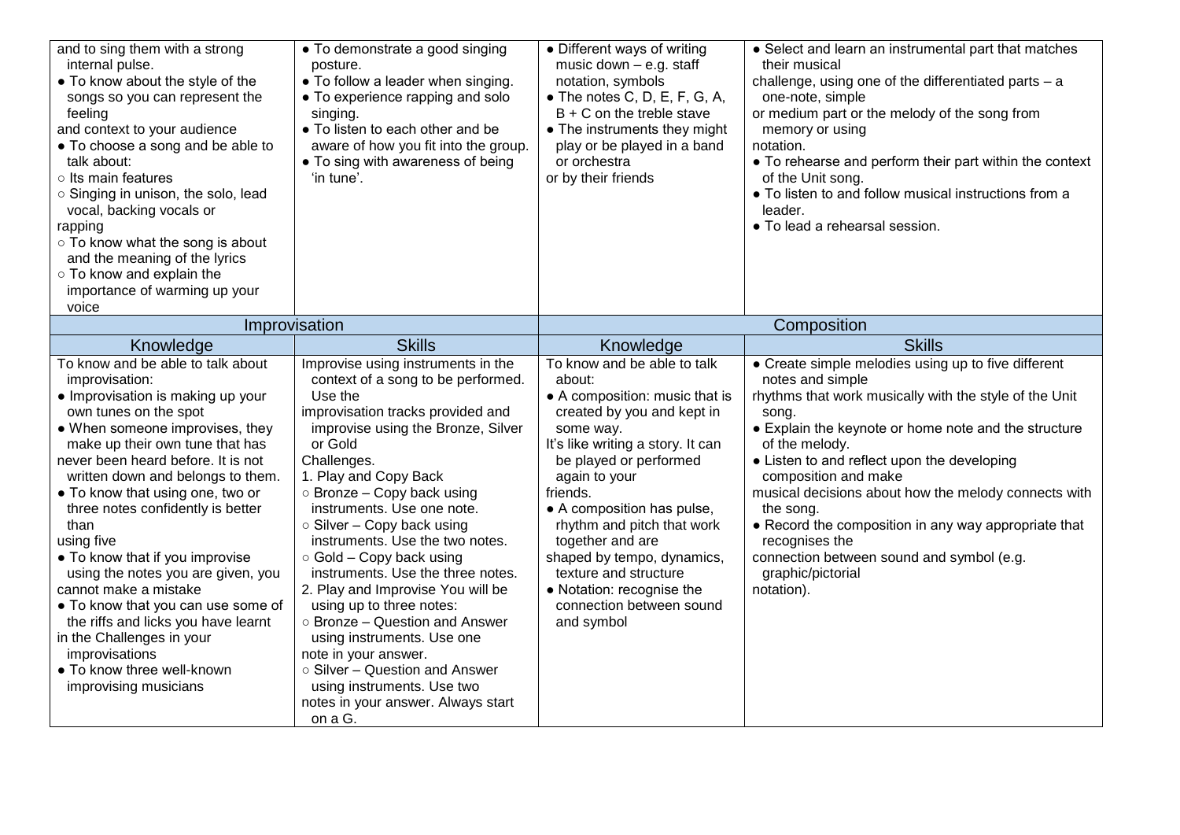| | | | |
|---|---|---|---|
| and to sing them with a strong internal pulse.<br>● To know about the style of the songs so you can represent the feeling and context to your audience<br>● To choose a song and be able to talk about:<br>○ Its main features<br>○ Singing in unison, the solo, lead vocal, backing vocals or rapping<br>○ To know what the song is about and the meaning of the lyrics<br>○ To know and explain the importance of warming up your voice | ● To demonstrate a good singing posture.<br>● To follow a leader when singing.<br>● To experience rapping and solo singing.<br>● To listen to each other and be aware of how you fit into the group.<br>● To sing with awareness of being 'in tune'. | ● Different ways of writing music down – e.g. staff notation, symbols<br>● The notes C, D, E, F, G, A, B + C on the treble stave<br>● The instruments they might play or be played in a band or orchestra or by their friends | ● Select and learn an instrumental part that matches their musical challenge, using one of the differentiated parts – a one-note, simple or medium part or the melody of the song from memory or using notation.<br>● To rehearse and perform their part within the context of the Unit song.<br>● To listen to and follow musical instructions from a leader.<br>● To lead a rehearsal session. |
| **Improvisation** | | **Composition** | |
| **Knowledge** | **Skills** | **Knowledge** | **Skills** |
| To know and be able to talk about improvisation:<br>● Improvisation is making up your own tunes on the spot<br>● When someone improvises, they make up their own tune that has never been heard before. It is not written down and belongs to them.<br>● To know that using one, two or three notes confidently is better than using five<br>● To know that if you improvise using the notes you are given, you cannot make a mistake<br>● To know that you can use some of the riffs and licks you have learnt in the Challenges in your improvisations<br>● To know three well-known improvising musicians | Improvise using instruments in the context of a song to be performed. Use the improvisation tracks provided and improvise using the Bronze, Silver or Gold Challenges.<br>1. Play and Copy Back<br>○ Bronze – Copy back using instruments. Use one note.<br>○ Silver – Copy back using instruments. Use the two notes.<br>○ Gold – Copy back using instruments. Use the three notes.<br>2. Play and Improvise You will be using up to three notes:<br>○ Bronze – Question and Answer using instruments. Use one note in your answer.<br>○ Silver – Question and Answer using instruments. Use two notes in your answer. Always start on a G. | To know and be able to talk about:<br>● A composition: music that is created by you and kept in some way. It's like writing a story. It can be played or performed again to your friends.<br>● A composition has pulse, rhythm and pitch that work together and are shaped by tempo, dynamics, texture and structure<br>● Notation: recognise the connection between sound and symbol | ● Create simple melodies using up to five different notes and simple rhythms that work musically with the style of the Unit song.<br>● Explain the keynote or home note and the structure of the melody.<br>● Listen to and reflect upon the developing composition and make musical decisions about how the melody connects with the song.<br>● Record the composition in any way appropriate that recognises the connection between sound and symbol (e.g. graphic/pictorial notation). |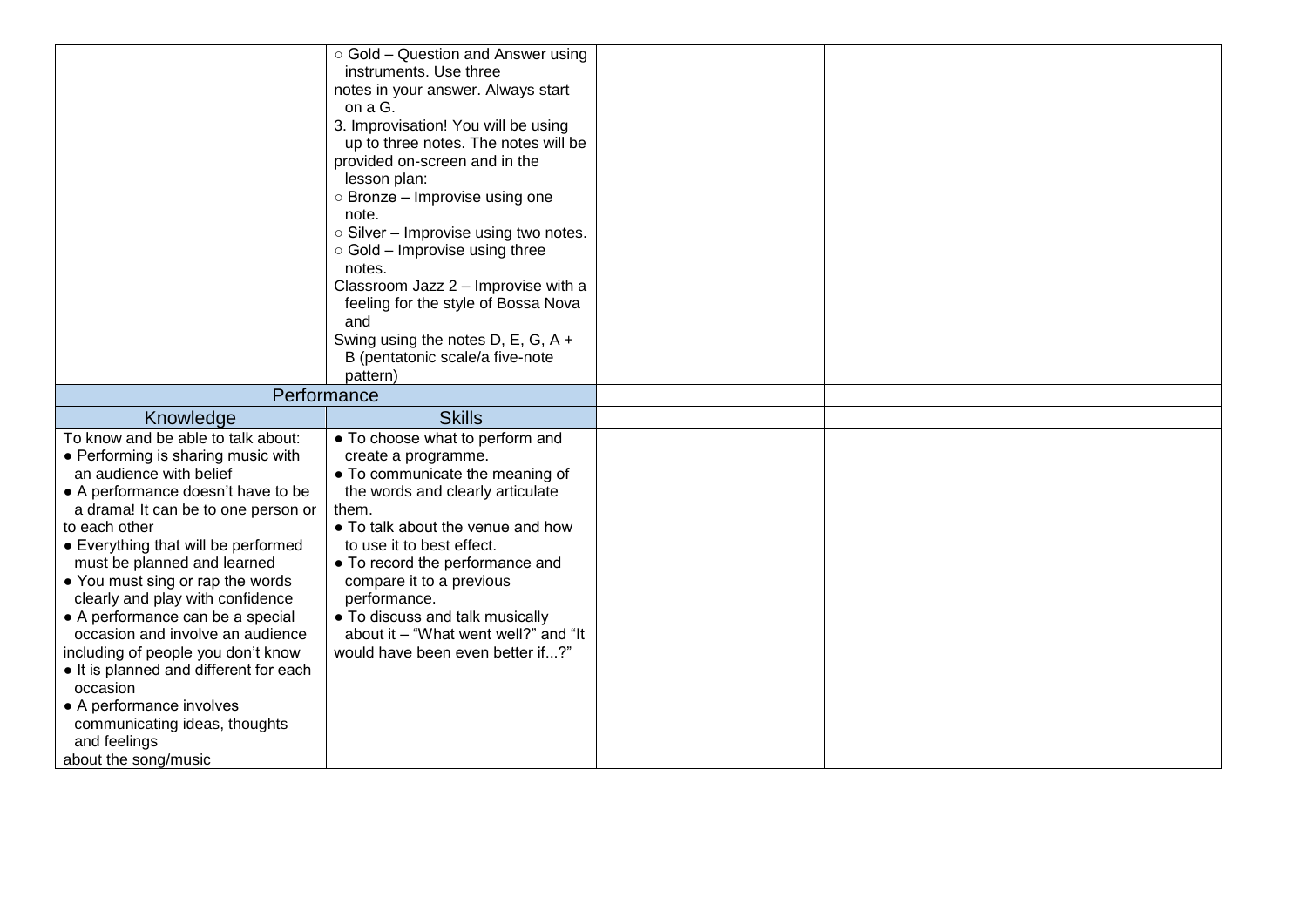| | | | |
|---|---|---|---|
| | ○ Gold – Question and Answer using instruments. Use three notes in your answer. Always start on a G.<br>3. Improvisation! You will be using up to three notes. The notes will be provided on-screen and in the lesson plan:<br>○ Bronze – Improvise using one note.<br>○ Silver – Improvise using two notes.<br>○ Gold – Improvise using three notes.<br>Classroom Jazz 2 – Improvise with a feeling for the style of Bossa Nova and Swing using the notes D, E, G, A + B (pentatonic scale/a five-note pattern) | | |
| Performance | | | |
| Knowledge | Skills | | |
| To know and be able to talk about:<br>● Performing is sharing music with an audience with belief<br>● A performance doesn't have to be a drama! It can be to one person or to each other<br>● Everything that will be performed must be planned and learned<br>● You must sing or rap the words clearly and play with confidence<br>● A performance can be a special occasion and involve an audience including of people you don't know<br>● It is planned and different for each occasion<br>● A performance involves communicating ideas, thoughts and feelings about the song/music | ● To choose what to perform and create a programme.<br>● To communicate the meaning of the words and clearly articulate them.<br>● To talk about the venue and how to use it to best effect.<br>● To record the performance and compare it to a previous performance.<br>● To discuss and talk musically about it – "What went well?" and "It would have been even better if...?" | | |